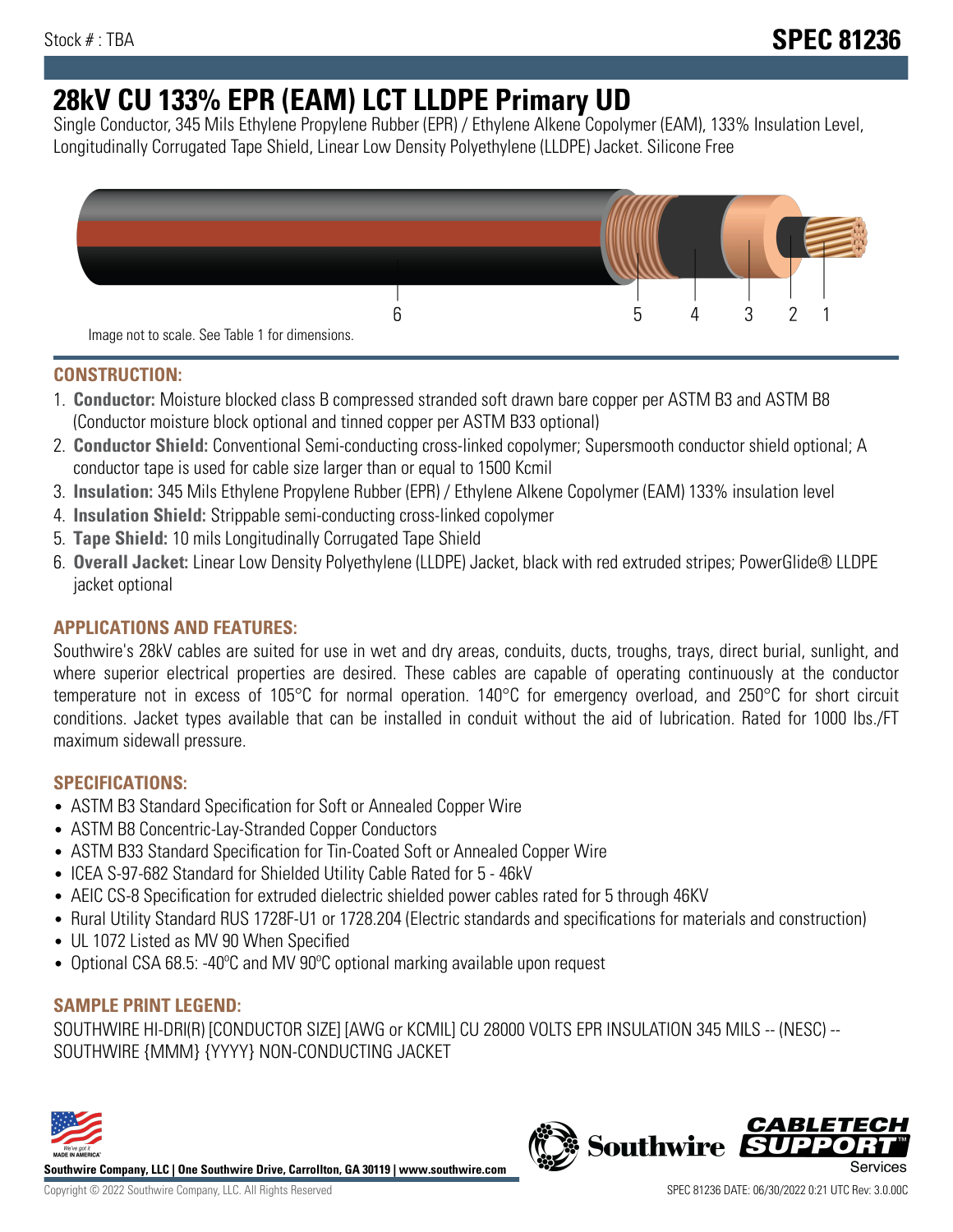Stock # : TBA

# SPEC 81236

# 28kV CU 133% EPR (EAM) LCT LLDPE Primary UD

Single Conductor, 345 Mils Ethylene Propylene Rubber (EPR) / Ethylene Alkene Copolymer (EAM), 133% Insulation Level, Longitudinally Corrugated Tape Shield, Linear Low Density Polyethylene (LLDPE) Jacket. Silicone Free

6 5 4 3 2 1

Image not to scale. See Table 1 for dimensions.

## CONSTRUCTION:

1. **Conductor:** Moisture blocked class B compressed stranded soft drawn bare copper per ASTM B3 and ASTM B8 (Conductor moisture block optional and tinned copper per ASTM B33 optional)
2. **Conductor Shield:** Conventional Semi-conducting cross-linked copolymer; Supersmooth conductor shield optional; A conductor tape is used for cable size larger than or equal to 1500 Kcmil
3. **Insulation:** 345 Mils Ethylene Propylene Rubber (EPR) / Ethylene Alkene Copolymer (EAM) 133% insulation level
4. **Insulation Shield:** Strippable semi-conducting cross-linked copolymer
5. **Tape Shield:** 10 mils Longitudinally Corrugated Tape Shield
6. **Overall Jacket:** Linear Low Density Polyethylene (LLDPE) Jacket, black with red extruded stripes; PowerGlide® LLDPE jacket optional

## APPLICATIONS AND FEATURES:

Southwire's 28kV cables are suited for use in wet and dry areas, conduits, ducts, troughs, trays, direct burial, sunlight, and where superior electrical properties are desired. These cables are capable of operating continuously at the conductor temperature not in excess of 105°C for normal operation. 140°C for emergency overload, and 250°C for short circuit conditions. Jacket types available that can be installed in conduit without the aid of lubrication. Rated for 1000 lbs./FT maximum sidewall pressure.

## SPECIFICATIONS:

- ASTM B3 Standard Specification for Soft or Annealed Copper Wire
- ASTM B8 Concentric-Lay-Stranded Copper Conductors
- ASTM B33 Standard Specification for Tin-Coated Soft or Annealed Copper Wire
- ICEA S-97-682 Standard for Shielded Utility Cable Rated for 5 - 46kV
- AEIC CS-8 Specification for extruded dielectric shielded power cables rated for 5 through 46KV
- Rural Utility Standard RUS 1728F-U1 or 1728.204 (Electric standards and specifications for materials and construction)
- UL 1072 Listed as MV 90 When Specified
- Optional CSA 68.5: -40ºC and MV 90ºC optional marking available upon request

## SAMPLE PRINT LEGEND:

SOUTHWIRE HI-DRI(R) [CONDUCTOR SIZE] [AWG or KCMIL] CU 28000 VOLTS EPR INSULATION 345 MILS -- (NESC) -- SOUTHWIRE {MMM} {YYYY} NON-CONDUCTING JACKET

**Southwire Company, LLC | One Southwire Drive, Carrollton, GA 30119 | www.southwire.com**

Copyright © 2022 Southwire Company, LLC. All Rights Reserved

SPEC 81236 DATE: 06/30/2022 0:21 UTC Rev: 3.0.00C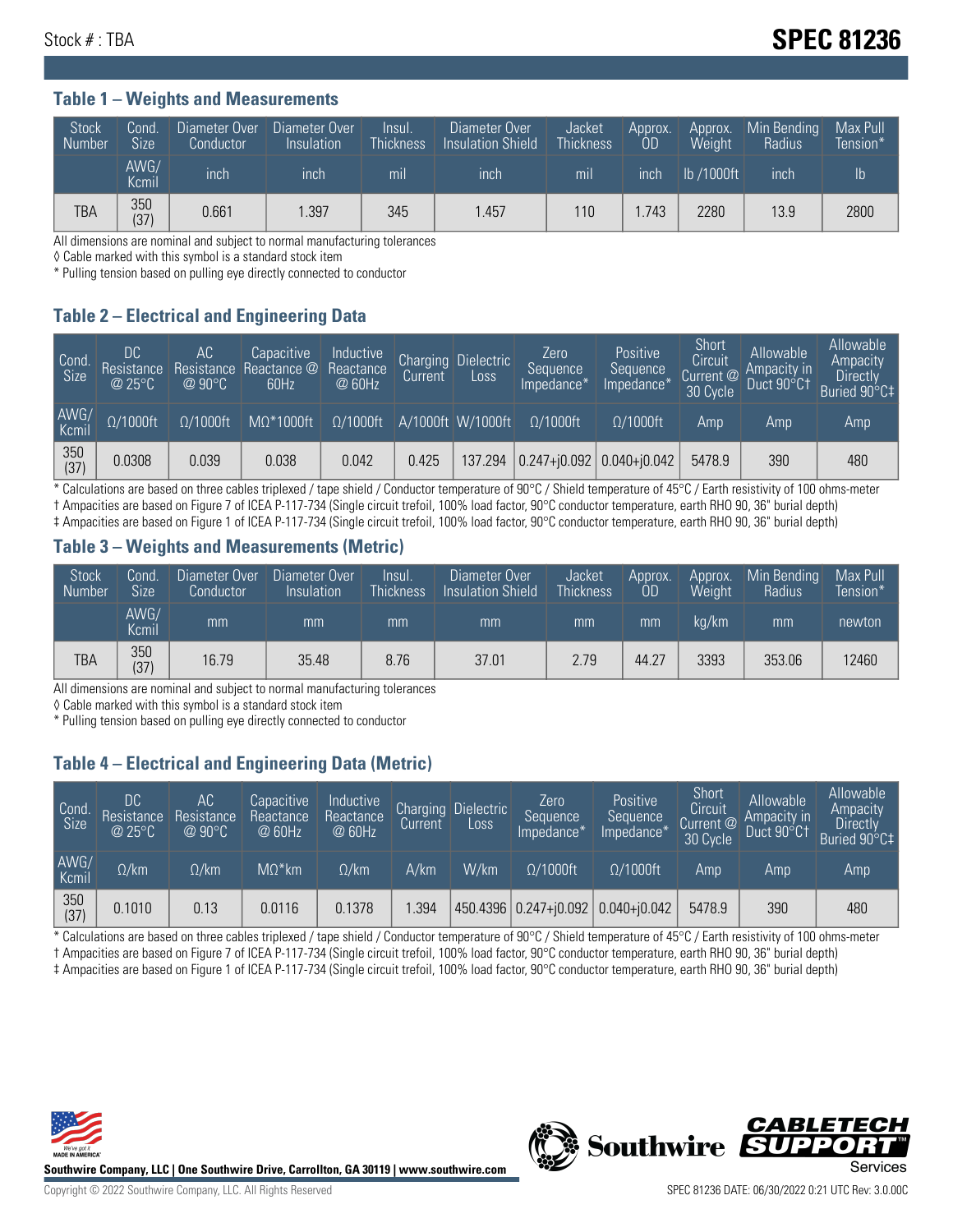Stock # : TBA

# SPEC 81236

## Table 1 – Weights and Measurements

| Stock Number | Cond. Size | Diameter Over Conductor | Diameter Over Insulation | Insul. Thickness | Diameter Over Insulation Shield | Jacket Thickness | Approx. OD | Approx. Weight | Min Bending Radius | Max Pull Tension* |
|---|---|---|---|---|---|---|---|---|---|---|
| | AWG/ Kcmil | inch | inch | mil | inch | mil | inch | lb /1000ft | inch | lb |
| TBA | 350 (37) | 0.661 | 1.397 | 345 | 1.457 | 110 | 1.743 | 2280 | 13.9 | 2800 |

All dimensions are nominal and subject to normal manufacturing tolerances

◊ Cable marked with this symbol is a standard stock item

* Pulling tension based on pulling eye directly connected to conductor

## Table 2 – Electrical and Engineering Data

| Cond. Size | DC Resistance @ 25°C | AC Resistance @ 90°C | Capacitive Reactance @ 60Hz | Inductive Reactance @ 60Hz | Charging Current | Dielectric Loss | Zero Sequence Impedance* | Positive Sequence Impedance* | Short Circuit Current @ 30 Cycle | Allowable Ampacity in Duct 90°C† | Allowable Ampacity Directly Buried 90°C‡ |
|---|---|---|---|---|---|---|---|---|---|---|---|
| AWG/ Kcmil | Ω/1000ft | Ω/1000ft | MΩ*1000ft | Ω/1000ft | A/1000ft | W/1000ft | Ω/1000ft | Ω/1000ft | Amp | Amp | Amp |
| 350 (37) | 0.0308 | 0.039 | 0.038 | 0.042 | 0.425 | 137.294 | 0.247+j0.092 | 0.040+j0.042 | 5478.9 | 390 | 480 |

* Calculations are based on three cables triplexed / tape shield / Conductor temperature of 90°C / Shield temperature of 45°C / Earth resistivity of 100 ohms-meter

† Ampacities are based on Figure 7 of ICEA P-117-734 (Single circuit trefoil, 100% load factor, 90°C conductor temperature, earth RHO 90, 36" burial depth)

‡ Ampacities are based on Figure 1 of ICEA P-117-734 (Single circuit trefoil, 100% load factor, 90°C conductor temperature, earth RHO 90, 36" burial depth)

## Table 3 – Weights and Measurements (Metric)

| Stock Number | Cond. Size | Diameter Over Conductor | Diameter Over Insulation | Insul. Thickness | Diameter Over Insulation Shield | Jacket Thickness | Approx. OD | Approx. Weight | Min Bending Radius | Max Pull Tension* |
|---|---|---|---|---|---|---|---|---|---|---|
| | AWG/ Kcmil | mm | mm | mm | mm | mm | mm | kg/km | mm | newton |
| TBA | 350 (37) | 16.79 | 35.48 | 8.76 | 37.01 | 2.79 | 44.27 | 3393 | 353.06 | 12460 |

All dimensions are nominal and subject to normal manufacturing tolerances

◊ Cable marked with this symbol is a standard stock item

* Pulling tension based on pulling eye directly connected to conductor

## Table 4 – Electrical and Engineering Data (Metric)

| Cond. Size | DC Resistance @ 25°C | AC Resistance @ 90°C | Capacitive Reactance @ 60Hz | Inductive Reactance @ 60Hz | Charging Current | Dielectric Loss | Zero Sequence Impedance* | Positive Sequence Impedance* | Short Circuit Current @ 30 Cycle | Allowable Ampacity in Duct 90°C† | Allowable Ampacity Directly Buried 90°C‡ |
|---|---|---|---|---|---|---|---|---|---|---|---|
| AWG/ Kcmil | Ω/km | Ω/km | MΩ*km | Ω/km | A/km | W/km | Ω/1000ft | Ω/1000ft | Amp | Amp | Amp |
| 350 (37) | 0.1010 | 0.13 | 0.0116 | 0.1378 | 1.394 | 450.4396 | 0.247+j0.092 | 0.040+j0.042 | 5478.9 | 390 | 480 |

* Calculations are based on three cables triplexed / tape shield / Conductor temperature of 90°C / Shield temperature of 45°C / Earth resistivity of 100 ohms-meter

† Ampacities are based on Figure 7 of ICEA P-117-734 (Single circuit trefoil, 100% load factor, 90°C conductor temperature, earth RHO 90, 36" burial depth)

‡ Ampacities are based on Figure 1 of ICEA P-117-734 (Single circuit trefoil, 100% load factor, 90°C conductor temperature, earth RHO 90, 36" burial depth)

**Southwire Company, LLC | One Southwire Drive, Carrollton, GA 30119 | www.southwire.com**

Copyright © 2022 Southwire Company, LLC. All Rights Reserved

SPEC 81236 DATE: 06/30/2022 0:21 UTC Rev: 3.0.00C